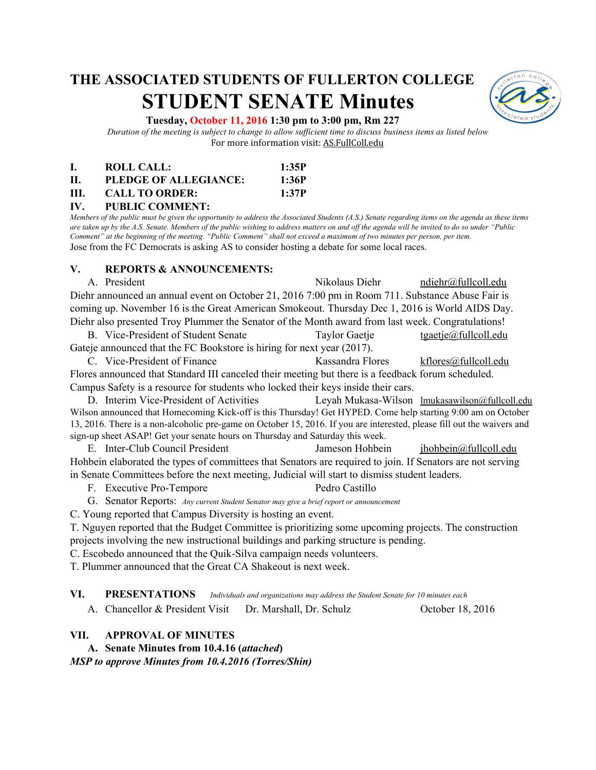# THE ASSOCIATED STUDENTS OF FULLERTON COLLEGE

## STUDENT SENATE Minutes

**Tuesday, October 11, 2016 1:30 pm to 3:00 pm, Rm 227**

*Duration of the meeting is subject to change to allow sufficient time to discuss business items as listed below*

For more information visit: AS.FullColl.edu

**I. ROLL CALL: 1:35P**

**II. PLEDGE OF ALLEGIANCE: 1:36P**

**III. CALL TO ORDER: 1:37P**

**IV. PUBLIC COMMENT:**

*Members of the public must be given the opportunity to address the Associated Students (A.S.) Senate regarding items on the agenda as these items are taken up by the A.S. Senate. Members of the public wishing to address matters on and off the agenda will be invited to do so under "Public Comment" at the beginning of the meeting. "Public Comment" shall not exceed a maximum of two minutes per person, per item.*

Jose from the FC Democrats is asking AS to consider hosting a debate for some local races.

**V. REPORTS & ANNOUNCEMENTS:**

A. President — Nikolaus Diehr — ndiehr@fullcoll.edu

Diehr announced an annual event on October 21, 2016 7:00 pm in Room 711. Substance Abuse Fair is coming up. November 16 is the Great American Smokeout. Thursday Dec 1, 2016 is World AIDS Day. Diehr also presented Troy Plummer the Senator of the Month award from last week. Congratulations!

B. Vice-President of Student Senate — Taylor Gaetje — tgaetje@fullcoll.edu

Gateje announced that the FC Bookstore is hiring for next year (2017).

C. Vice-President of Finance — Kassandra Flores — kflores@fullcoll.edu

Flores announced that Standard III canceled their meeting but there is a feedback forum scheduled. Campus Safety is a resource for students who locked their keys inside their cars.

D. Interim Vice-President of Activities — Leyah Mukasa-Wilson — lmukasawilson@fullcoll.edu

Wilson announced that Homecoming Kick-off is this Thursday! Get HYPED. Come help starting 9:00 am on October 13, 2016. There is a non-alcoholic pre-game on October 15, 2016. If you are interested, please fill out the waivers and sign-up sheet ASAP! Get your senate hours on Thursday and Saturday this week.

E. Inter-Club Council President — Jameson Hohbein — jhohbein@fullcoll.edu

Hohbein elaborated the types of committees that Senators are required to join. If Senators are not serving in Senate Committees before the next meeting, Judicial will start to dismiss student leaders.

F. Executive Pro-Tempore — Pedro Castillo

G. Senator Reports: *Any current Student Senator may give a brief report or announcement*

C. Young reported that Campus Diversity is hosting an event.

T. Nguyen reported that the Budget Committee is prioritizing some upcoming projects. The construction projects involving the new instructional buildings and parking structure is pending.

C. Escobedo announced that the Quik-Silva campaign needs volunteers.

T. Plummer announced that the Great CA Shakeout is next week.

**VI. PRESENTATIONS** *Individuals and organizations may address the Student Senate for 10 minutes each*

A. Chancellor & President Visit — Dr. Marshall, Dr. Schulz — October 18, 2016

**VII. APPROVAL OF MINUTES**

**A. Senate Minutes from 10.4.16 (*attached*)**

***MSP to approve Minutes from 10.4.2016 (Torres/Shin)***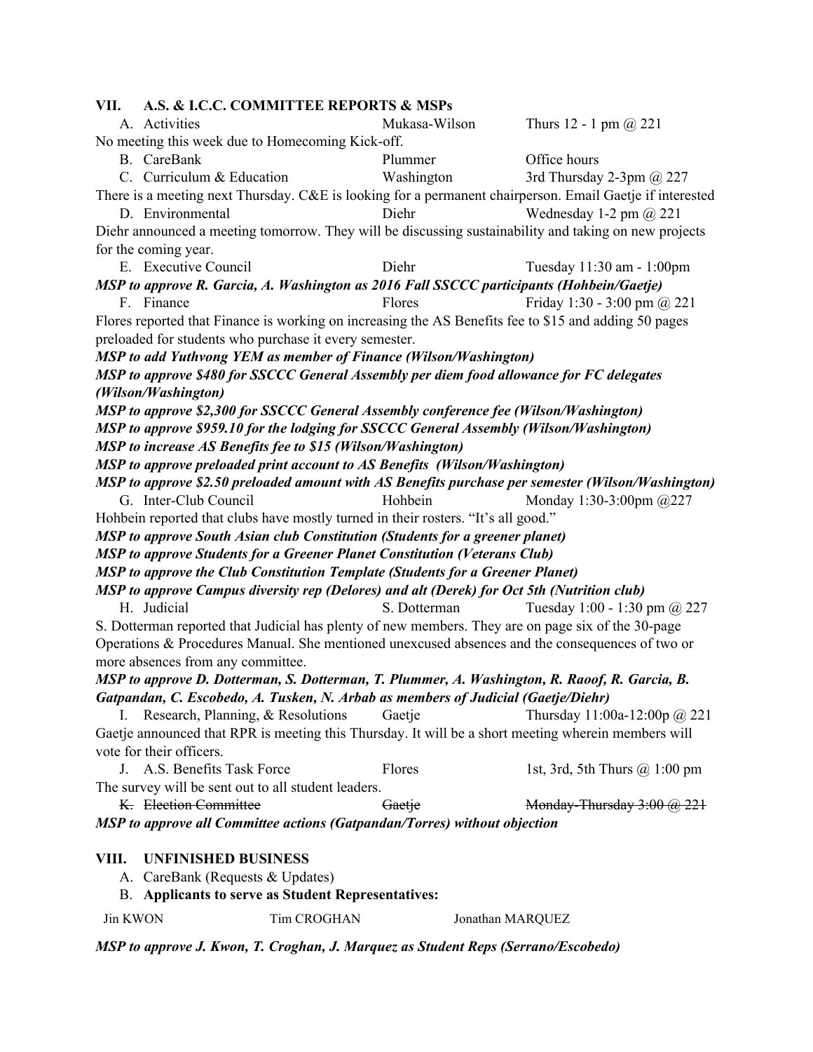## VII. A.S. & I.C.C. COMMITTEE REPORTS & MSPs

A. Activities — Mukasa-Wilson — Thurs 12 - 1 pm @ 221

No meeting this week due to Homecoming Kick-off.

B. CareBank — Plummer — Office hours

C. Curriculum & Education — Washington — 3rd Thursday 2-3pm @ 227

There is a meeting next Thursday. C&E is looking for a permanent chairperson. Email Gaetje if interested

D. Environmental — Diehr — Wednesday 1-2 pm @ 221

Diehr announced a meeting tomorrow. They will be discussing sustainability and taking on new projects for the coming year.

E. Executive Council — Diehr — Tuesday 11:30 am - 1:00pm

***MSP to approve R. Garcia, A. Washington as 2016 Fall SSCCC participants (Hohbein/Gaetje)***

F. Finance — Flores — Friday 1:30 - 3:00 pm @ 221

Flores reported that Finance is working on increasing the AS Benefits fee to $15 and adding 50 pages preloaded for students who purchase it every semester.

***MSP to add Yuthvong YEM as member of Finance (Wilson/Washington)***

***MSP to approve $480 for SSCCC General Assembly per diem food allowance for FC delegates (Wilson/Washington)***

***MSP to approve $2,300 for SSCCC General Assembly conference fee (Wilson/Washington)***

***MSP to approve $959.10 for the lodging for SSCCC General Assembly (Wilson/Washington)***

***MSP to increase AS Benefits fee to $15 (Wilson/Washington)***

***MSP to approve preloaded print account to AS Benefits (Wilson/Washington)***

***MSP to approve $2.50 preloaded amount with AS Benefits purchase per semester (Wilson/Washington)***

G. Inter-Club Council — Hohbein — Monday 1:30-3:00pm @227

Hohbein reported that clubs have mostly turned in their rosters. "It's all good."

***MSP to approve South Asian club Constitution (Students for a greener planet)***

***MSP to approve Students for a Greener Planet Constitution (Veterans Club)***

***MSP to approve the Club Constitution Template (Students for a Greener Planet)***

***MSP to approve Campus diversity rep (Delores) and alt (Derek) for Oct 5th (Nutrition club)***

H. Judicial — S. Dotterman — Tuesday 1:00 - 1:30 pm @ 227

S. Dotterman reported that Judicial has plenty of new members. They are on page six of the 30-page Operations & Procedures Manual. She mentioned unexcused absences and the consequences of two or more absences from any committee.

***MSP to approve D. Dotterman, S. Dotterman, T. Plummer, A. Washington, R. Raoof, R. Garcia, B. Gatpandan, C. Escobedo, A. Tusken, N. Arbab as members of Judicial (Gaetje/Diehr)***

I. Research, Planning, & Resolutions — Gaetje — Thursday 11:00a-12:00p @ 221

Gaetje announced that RPR is meeting this Thursday. It will be a short meeting wherein members will vote for their officers.

J. A.S. Benefits Task Force — Flores — 1st, 3rd, 5th Thurs @ 1:00 pm

The survey will be sent out to all student leaders.

~~K. Election Committee — Gaetje — Monday-Thursday 3:00 @ 221~~

***MSP to approve all Committee actions (Gatpandan/Torres) without objection***

## VIII. UNFINISHED BUSINESS

A. CareBank (Requests & Updates)

B. **Applicants to serve as Student Representatives:**

Jin KWON — Tim CROGHAN — Jonathan MARQUEZ

***MSP to approve J. Kwon, T. Croghan, J. Marquez as Student Reps (Serrano/Escobedo)***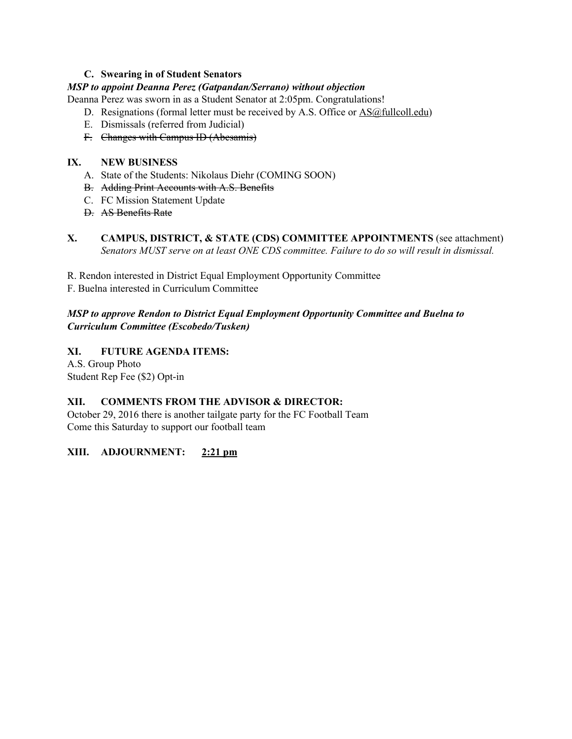C. **Swearing in of Student Senators**

***MSP to appoint Deanna Perez (Gatpandan/Serrano) without objection***

Deanna Perez was sworn in as a Student Senator at 2:05pm. Congratulations!

D. Resignations (formal letter must be received by A.S. Office or AS@fullcoll.edu)

E. Dismissals (referred from Judicial)

~~F. Changes with Campus ID (Abesamis)~~

## IX. NEW BUSINESS

A. State of the Students: Nikolaus Diehr (COMING SOON)

~~B. Adding Print Accounts with A.S. Benefits~~

C. FC Mission Statement Update

~~D. AS Benefits Rate~~

## X. CAMPUS, DISTRICT, & STATE (CDS) COMMITTEE APPOINTMENTS (see attachment)

*Senators MUST serve on at least ONE CDS committee. Failure to do so will result in dismissal.*

R. Rendon interested in District Equal Employment Opportunity Committee

F. Buelna interested in Curriculum Committee

***MSP to approve Rendon to District Equal Employment Opportunity Committee and Buelna to Curriculum Committee (Escobedo/Tusken)***

## XI. FUTURE AGENDA ITEMS:

A.S. Group Photo

Student Rep Fee ($2) Opt-in

## XII. COMMENTS FROM THE ADVISOR & DIRECTOR:

October 29, 2016 there is another tailgate party for the FC Football Team

Come this Saturday to support our football team

## XIII. ADJOURNMENT: 2:21 pm